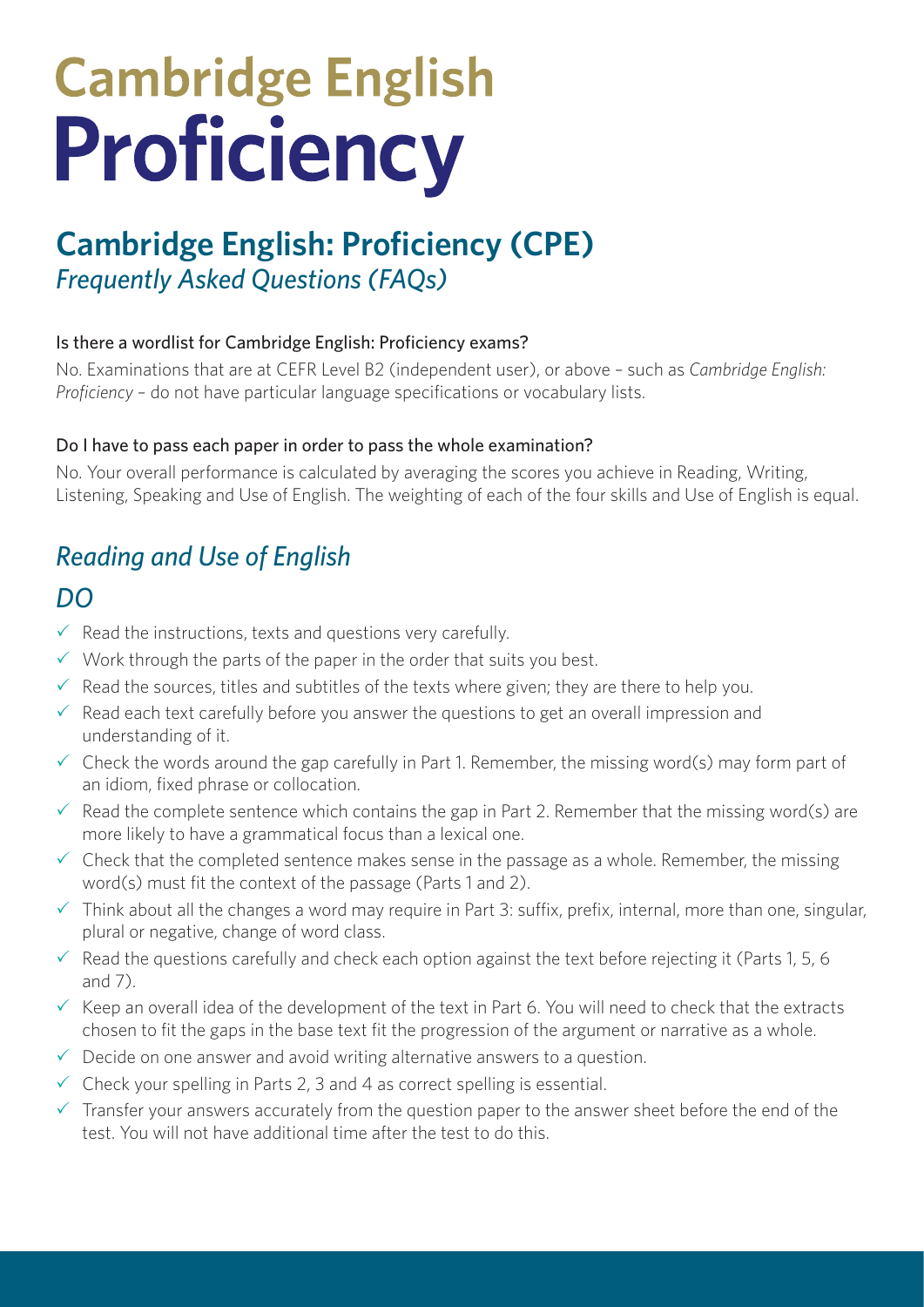# Cambridge English Proficiency

## Cambridge English: Proficiency (CPE)

*Frequently Asked Questions (FAQs)*

### Is there a wordlist for Cambridge English: Proficiency exams?

No. Examinations that are at CEFR Level B2 (independent user), or above – such as *Cambridge English: Proficiency* – do not have particular language specifications or vocabulary lists.

### Do I have to pass each paper in order to pass the whole examination?

No. Your overall performance is calculated by averaging the scores you achieve in Reading, Writing, Listening, Speaking and Use of English. The weighting of each of the four skills and Use of English is equal.

## *Reading and Use of English*

## *DO*

- ✓ Read the instructions, texts and questions very carefully.
- ✓ Work through the parts of the paper in the order that suits you best.
- ✓ Read the sources, titles and subtitles of the texts where given; they are there to help you.
- ✓ Read each text carefully before you answer the questions to get an overall impression and understanding of it.
- ✓ Check the words around the gap carefully in Part 1. Remember, the missing word(s) may form part of an idiom, fixed phrase or collocation.
- ✓ Read the complete sentence which contains the gap in Part 2. Remember that the missing word(s) are more likely to have a grammatical focus than a lexical one.
- ✓ Check that the completed sentence makes sense in the passage as a whole. Remember, the missing word(s) must fit the context of the passage (Parts 1 and 2).
- ✓ Think about all the changes a word may require in Part 3: suffix, prefix, internal, more than one, singular, plural or negative, change of word class.
- ✓ Read the questions carefully and check each option against the text before rejecting it (Parts 1, 5, 6 and 7).
- ✓ Keep an overall idea of the development of the text in Part 6. You will need to check that the extracts chosen to fit the gaps in the base text fit the progression of the argument or narrative as a whole.
- ✓ Decide on one answer and avoid writing alternative answers to a question.
- ✓ Check your spelling in Parts 2, 3 and 4 as correct spelling is essential.
- ✓ Transfer your answers accurately from the question paper to the answer sheet before the end of the test. You will not have additional time after the test to do this.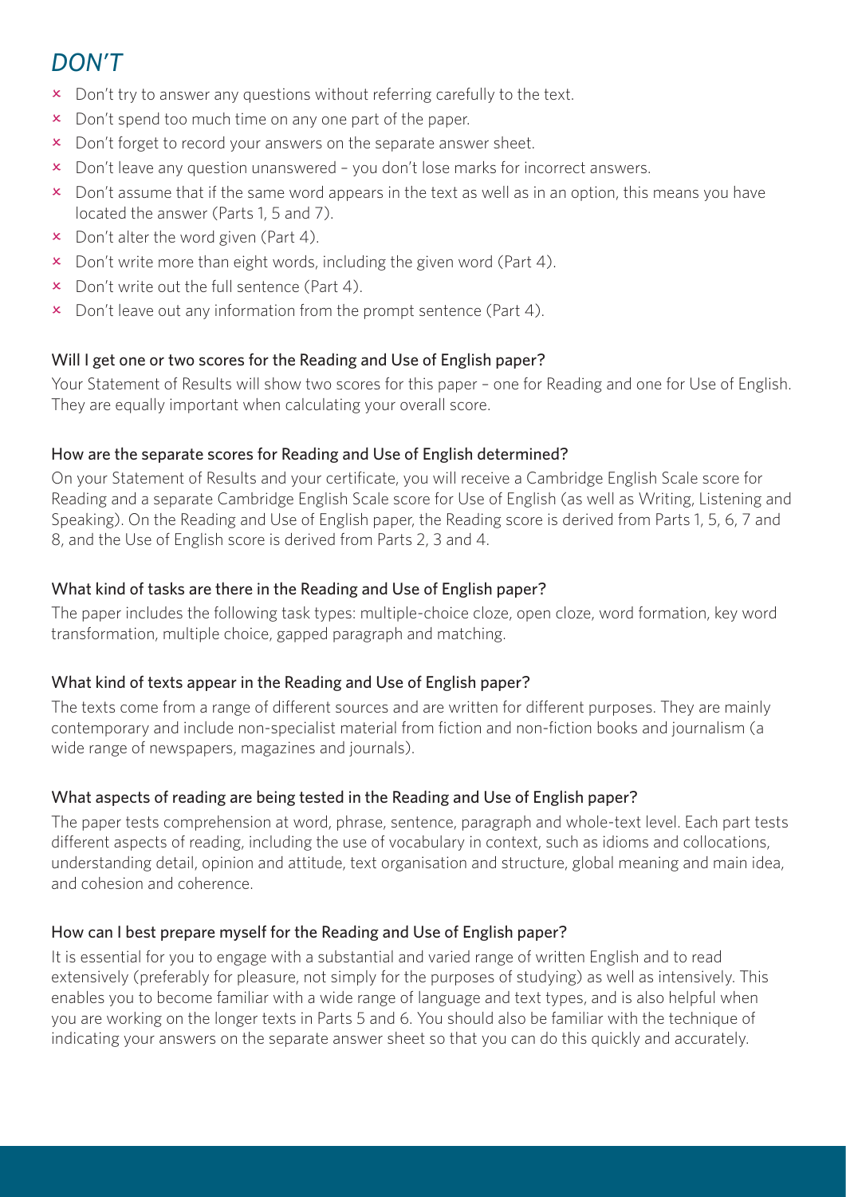## *DON'T*

- ✕ Don't try to answer any questions without referring carefully to the text.
- ✕ Don't spend too much time on any one part of the paper.
- ✕ Don't forget to record your answers on the separate answer sheet.
- ✕ Don't leave any question unanswered – you don't lose marks for incorrect answers.
- ✕ Don't assume that if the same word appears in the text as well as in an option, this means you have located the answer (Parts 1, 5 and 7).
- ✕ Don't alter the word given (Part 4).
- ✕ Don't write more than eight words, including the given word (Part 4).
- ✕ Don't write out the full sentence (Part 4).
- ✕ Don't leave out any information from the prompt sentence (Part 4).

### Will I get one or two scores for the Reading and Use of English paper?

Your Statement of Results will show two scores for this paper – one for Reading and one for Use of English. They are equally important when calculating your overall score.

### How are the separate scores for Reading and Use of English determined?

On your Statement of Results and your certificate, you will receive a Cambridge English Scale score for Reading and a separate Cambridge English Scale score for Use of English (as well as Writing, Listening and Speaking). On the Reading and Use of English paper, the Reading score is derived from Parts 1, 5, 6, 7 and 8, and the Use of English score is derived from Parts 2, 3 and 4.

### What kind of tasks are there in the Reading and Use of English paper?

The paper includes the following task types: multiple-choice cloze, open cloze, word formation, key word transformation, multiple choice, gapped paragraph and matching.

### What kind of texts appear in the Reading and Use of English paper?

The texts come from a range of different sources and are written for different purposes. They are mainly contemporary and include non-specialist material from fiction and non-fiction books and journalism (a wide range of newspapers, magazines and journals).

### What aspects of reading are being tested in the Reading and Use of English paper?

The paper tests comprehension at word, phrase, sentence, paragraph and whole-text level. Each part tests different aspects of reading, including the use of vocabulary in context, such as idioms and collocations, understanding detail, opinion and attitude, text organisation and structure, global meaning and main idea, and cohesion and coherence.

### How can I best prepare myself for the Reading and Use of English paper?

It is essential for you to engage with a substantial and varied range of written English and to read extensively (preferably for pleasure, not simply for the purposes of studying) as well as intensively. This enables you to become familiar with a wide range of language and text types, and is also helpful when you are working on the longer texts in Parts 5 and 6. You should also be familiar with the technique of indicating your answers on the separate answer sheet so that you can do this quickly and accurately.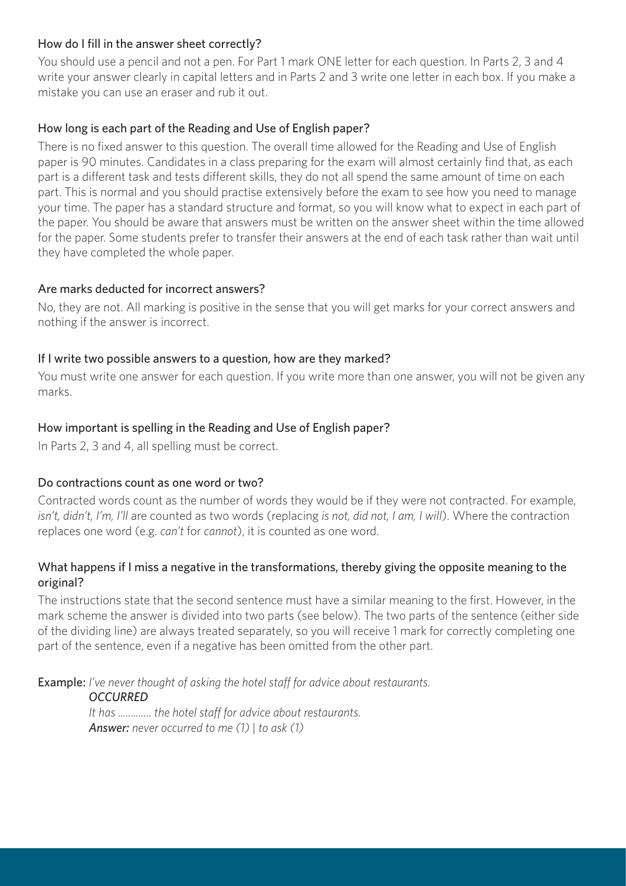### How do I fill in the answer sheet correctly?

You should use a pencil and not a pen. For Part 1 mark ONE letter for each question. In Parts 2, 3 and 4 write your answer clearly in capital letters and in Parts 2 and 3 write one letter in each box. If you make a mistake you can use an eraser and rub it out.

### How long is each part of the Reading and Use of English paper?

There is no fixed answer to this question. The overall time allowed for the Reading and Use of English paper is 90 minutes. Candidates in a class preparing for the exam will almost certainly find that, as each part is a different task and tests different skills, they do not all spend the same amount of time on each part. This is normal and you should practise extensively before the exam to see how you need to manage your time. The paper has a standard structure and format, so you will know what to expect in each part of the paper. You should be aware that answers must be written on the answer sheet within the time allowed for the paper. Some students prefer to transfer their answers at the end of each task rather than wait until they have completed the whole paper.

### Are marks deducted for incorrect answers?

No, they are not. All marking is positive in the sense that you will get marks for your correct answers and nothing if the answer is incorrect.

### If I write two possible answers to a question, how are they marked?

You must write one answer for each question. If you write more than one answer, you will not be given any marks.

### How important is spelling in the Reading and Use of English paper?

In Parts 2, 3 and 4, all spelling must be correct.

### Do contractions count as one word or two?

Contracted words count as the number of words they would be if they were not contracted. For example, *isn't, didn't, I'm, I'll* are counted as two words (replacing *is not, did not, I am, I will*). Where the contraction replaces one word (e.g. *can't* for *cannot*), it is counted as one word.

### What happens if I miss a negative in the transformations, thereby giving the opposite meaning to the original?

The instructions state that the second sentence must have a similar meaning to the first. However, in the mark scheme the answer is divided into two parts (see below). The two parts of the sentence (either side of the dividing line) are always treated separately, so you will receive 1 mark for correctly completing one part of the sentence, even if a negative has been omitted from the other part.

**Example:** *I've never thought of asking the hotel staff for advice about restaurants.*

*OCCURRED*

*It has ............ the hotel staff for advice about restaurants.*

***Answer:*** *never occurred to me (1) | to ask (1)*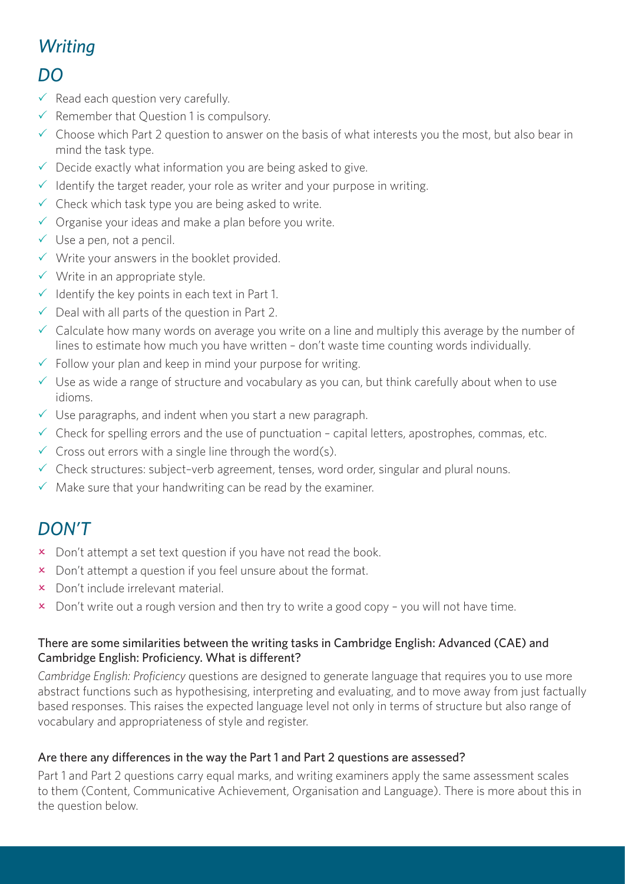## *Writing*

### *DO*

- ✓ Read each question very carefully.
- ✓ Remember that Question 1 is compulsory.
- ✓ Choose which Part 2 question to answer on the basis of what interests you the most, but also bear in mind the task type.
- ✓ Decide exactly what information you are being asked to give.
- ✓ Identify the target reader, your role as writer and your purpose in writing.
- ✓ Check which task type you are being asked to write.
- ✓ Organise your ideas and make a plan before you write.
- ✓ Use a pen, not a pencil.
- ✓ Write your answers in the booklet provided.
- ✓ Write in an appropriate style.
- ✓ Identify the key points in each text in Part 1.
- ✓ Deal with all parts of the question in Part 2.
- ✓ Calculate how many words on average you write on a line and multiply this average by the number of lines to estimate how much you have written – don't waste time counting words individually.
- ✓ Follow your plan and keep in mind your purpose for writing.
- ✓ Use as wide a range of structure and vocabulary as you can, but think carefully about when to use idioms.
- ✓ Use paragraphs, and indent when you start a new paragraph.
- ✓ Check for spelling errors and the use of punctuation – capital letters, apostrophes, commas, etc.
- ✓ Cross out errors with a single line through the word(s).
- ✓ Check structures: subject-verb agreement, tenses, word order, singular and plural nouns.
- ✓ Make sure that your handwriting can be read by the examiner.

### *DON'T*

- × Don't attempt a set text question if you have not read the book.
- × Don't attempt a question if you feel unsure about the format.
- × Don't include irrelevant material.
- × Don't write out a rough version and then try to write a good copy – you will not have time.

#### There are some similarities between the writing tasks in Cambridge English: Advanced (CAE) and Cambridge English: Proficiency. What is different?

*Cambridge English: Proficiency* questions are designed to generate language that requires you to use more abstract functions such as hypothesising, interpreting and evaluating, and to move away from just factually based responses. This raises the expected language level not only in terms of structure but also range of vocabulary and appropriateness of style and register.

#### Are there any differences in the way the Part 1 and Part 2 questions are assessed?

Part 1 and Part 2 questions carry equal marks, and writing examiners apply the same assessment scales to them (Content, Communicative Achievement, Organisation and Language). There is more about this in the question below.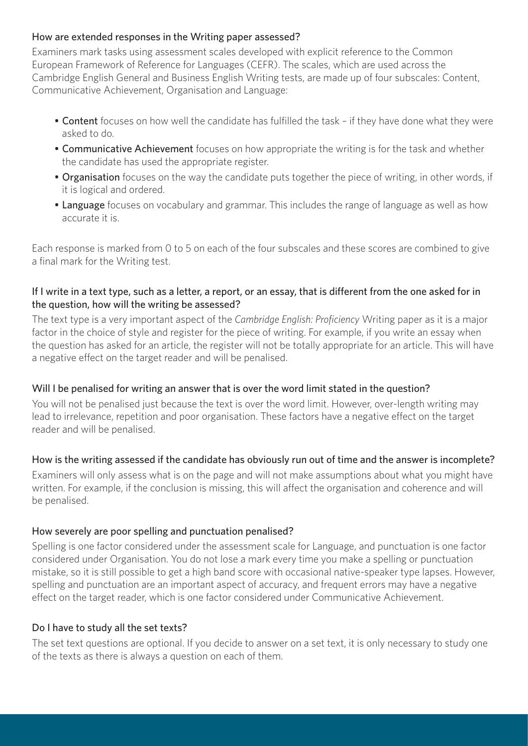### How are extended responses in the Writing paper assessed?

Examiners mark tasks using assessment scales developed with explicit reference to the Common European Framework of Reference for Languages (CEFR). The scales, which are used across the Cambridge English General and Business English Writing tests, are made up of four subscales: Content, Communicative Achievement, Organisation and Language:

- **Content** focuses on how well the candidate has fulfilled the task – if they have done what they were asked to do.
- **Communicative Achievement** focuses on how appropriate the writing is for the task and whether the candidate has used the appropriate register.
- **Organisation** focuses on the way the candidate puts together the piece of writing, in other words, if it is logical and ordered.
- **Language** focuses on vocabulary and grammar. This includes the range of language as well as how accurate it is.

Each response is marked from 0 to 5 on each of the four subscales and these scores are combined to give a final mark for the Writing test.

### If I write in a text type, such as a letter, a report, or an essay, that is different from the one asked for in the question, how will the writing be assessed?

The text type is a very important aspect of the *Cambridge English: Proficiency* Writing paper as it is a major factor in the choice of style and register for the piece of writing. For example, if you write an essay when the question has asked for an article, the register will not be totally appropriate for an article. This will have a negative effect on the target reader and will be penalised.

### Will I be penalised for writing an answer that is over the word limit stated in the question?

You will not be penalised just because the text is over the word limit. However, over-length writing may lead to irrelevance, repetition and poor organisation. These factors have a negative effect on the target reader and will be penalised.

### How is the writing assessed if the candidate has obviously run out of time and the answer is incomplete?

Examiners will only assess what is on the page and will not make assumptions about what you might have written. For example, if the conclusion is missing, this will affect the organisation and coherence and will be penalised.

### How severely are poor spelling and punctuation penalised?

Spelling is one factor considered under the assessment scale for Language, and punctuation is one factor considered under Organisation. You do not lose a mark every time you make a spelling or punctuation mistake, so it is still possible to get a high band score with occasional native-speaker type lapses. However, spelling and punctuation are an important aspect of accuracy, and frequent errors may have a negative effect on the target reader, which is one factor considered under Communicative Achievement.

### Do I have to study all the set texts?

The set text questions are optional. If you decide to answer on a set text, it is only necessary to study one of the texts as there is always a question on each of them.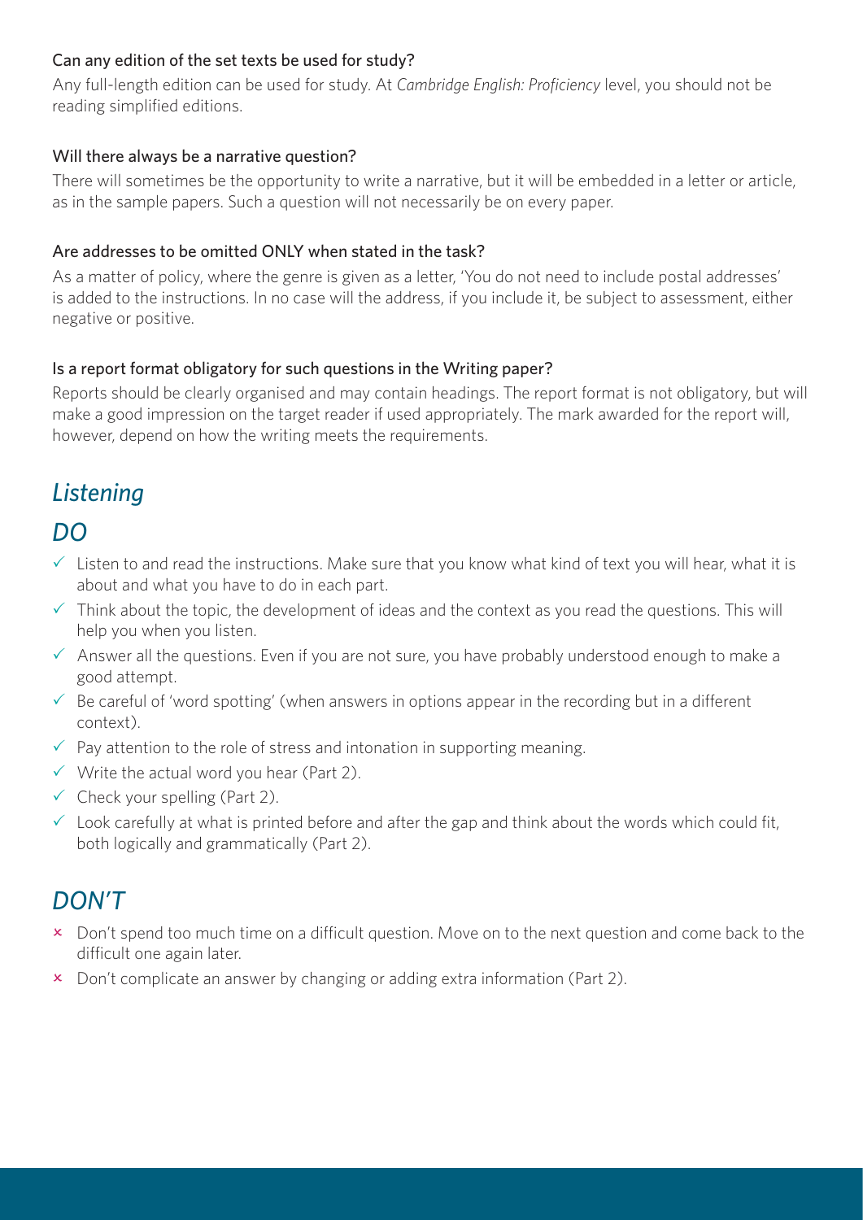### Can any edition of the set texts be used for study?

Any full-length edition can be used for study. At *Cambridge English: Proficiency* level, you should not be reading simplified editions.

### Will there always be a narrative question?

There will sometimes be the opportunity to write a narrative, but it will be embedded in a letter or article, as in the sample papers. Such a question will not necessarily be on every paper.

### Are addresses to be omitted ONLY when stated in the task?

As a matter of policy, where the genre is given as a letter, 'You do not need to include postal addresses' is added to the instructions. In no case will the address, if you include it, be subject to assessment, either negative or positive.

### Is a report format obligatory for such questions in the Writing paper?

Reports should be clearly organised and may contain headings. The report format is not obligatory, but will make a good impression on the target reader if used appropriately. The mark awarded for the report will, however, depend on how the writing meets the requirements.

## *Listening*

## *DO*

- ✓ Listen to and read the instructions. Make sure that you know what kind of text you will hear, what it is about and what you have to do in each part.
- ✓ Think about the topic, the development of ideas and the context as you read the questions. This will help you when you listen.
- ✓ Answer all the questions. Even if you are not sure, you have probably understood enough to make a good attempt.
- ✓ Be careful of 'word spotting' (when answers in options appear in the recording but in a different context).
- ✓ Pay attention to the role of stress and intonation in supporting meaning.
- ✓ Write the actual word you hear (Part 2).
- ✓ Check your spelling (Part 2).
- ✓ Look carefully at what is printed before and after the gap and think about the words which could fit, both logically and grammatically (Part 2).

## *DON'T*

- × Don't spend too much time on a difficult question. Move on to the next question and come back to the difficult one again later.
- × Don't complicate an answer by changing or adding extra information (Part 2).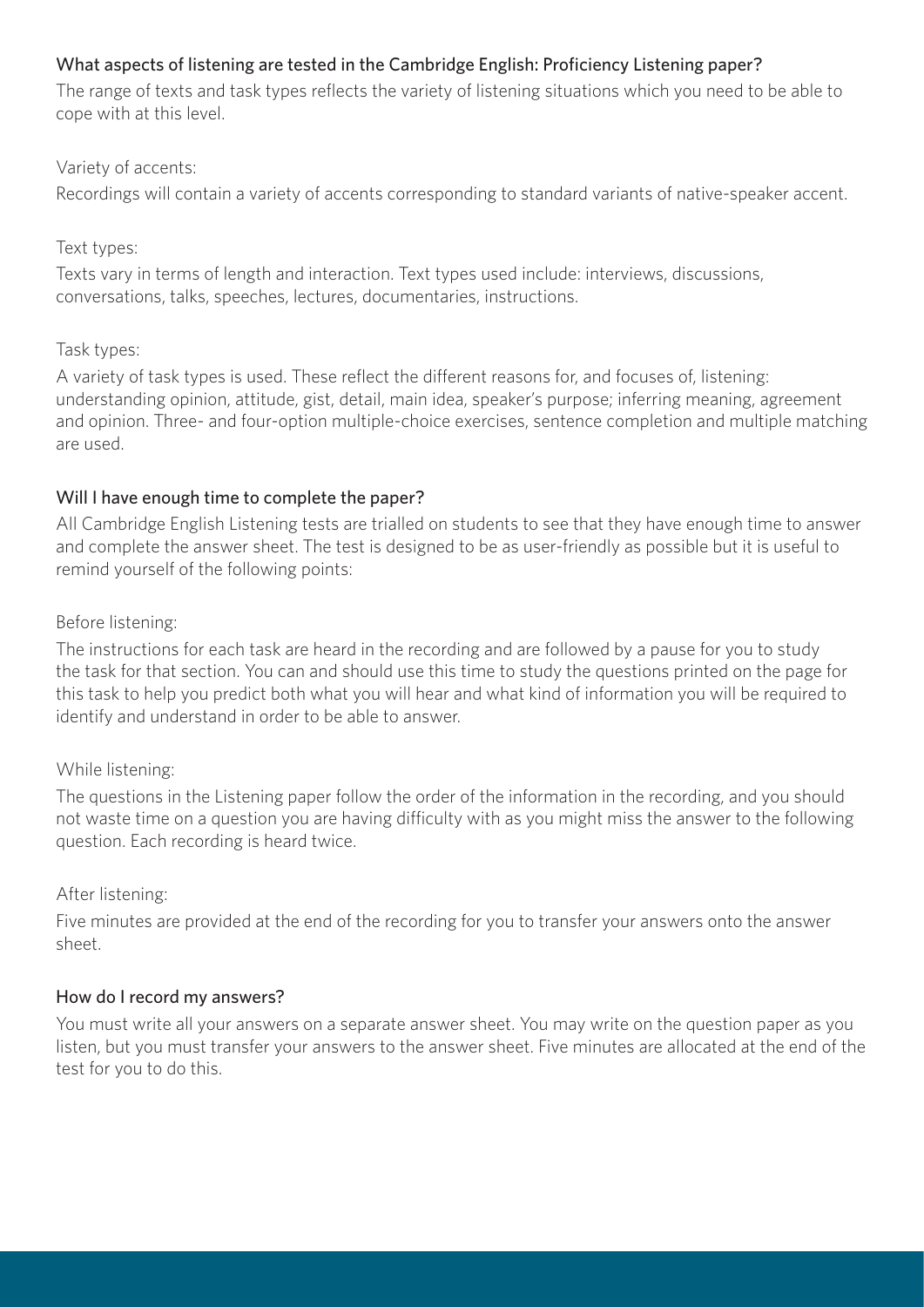### What aspects of listening are tested in the Cambridge English: Proficiency Listening paper?

The range of texts and task types reflects the variety of listening situations which you need to be able to cope with at this level.

Variety of accents:

Recordings will contain a variety of accents corresponding to standard variants of native-speaker accent.

Text types:

Texts vary in terms of length and interaction. Text types used include: interviews, discussions, conversations, talks, speeches, lectures, documentaries, instructions.

Task types:

A variety of task types is used. These reflect the different reasons for, and focuses of, listening: understanding opinion, attitude, gist, detail, main idea, speaker's purpose; inferring meaning, agreement and opinion. Three- and four-option multiple-choice exercises, sentence completion and multiple matching are used.

### Will I have enough time to complete the paper?

All Cambridge English Listening tests are trialled on students to see that they have enough time to answer and complete the answer sheet. The test is designed to be as user-friendly as possible but it is useful to remind yourself of the following points:

Before listening:

The instructions for each task are heard in the recording and are followed by a pause for you to study the task for that section. You can and should use this time to study the questions printed on the page for this task to help you predict both what you will hear and what kind of information you will be required to identify and understand in order to be able to answer.

While listening:

The questions in the Listening paper follow the order of the information in the recording, and you should not waste time on a question you are having difficulty with as you might miss the answer to the following question. Each recording is heard twice.

After listening:

Five minutes are provided at the end of the recording for you to transfer your answers onto the answer sheet.

### How do I record my answers?

You must write all your answers on a separate answer sheet. You may write on the question paper as you listen, but you must transfer your answers to the answer sheet. Five minutes are allocated at the end of the test for you to do this.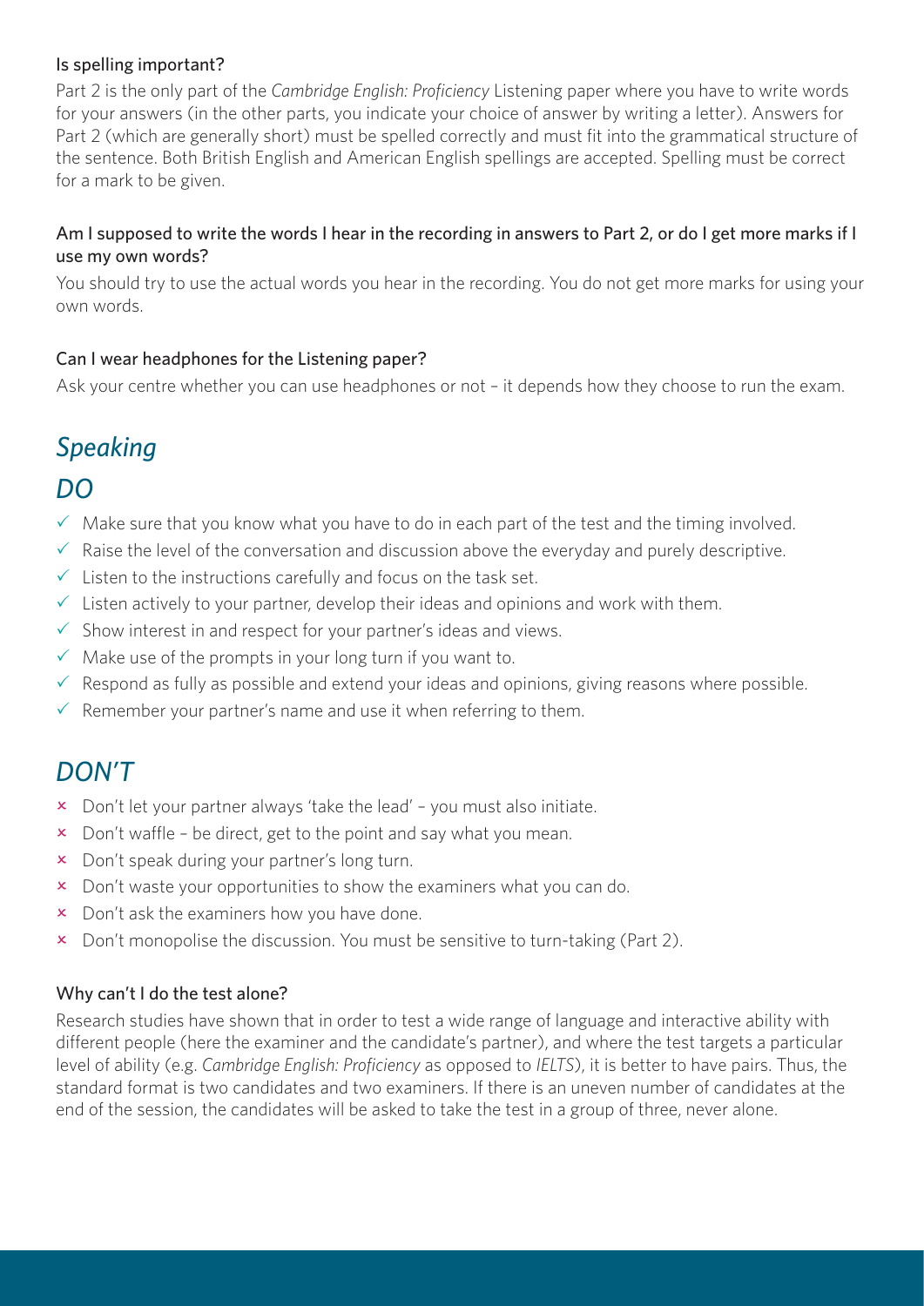### Is spelling important?

Part 2 is the only part of the *Cambridge English: Proficiency* Listening paper where you have to write words for your answers (in the other parts, you indicate your choice of answer by writing a letter). Answers for Part 2 (which are generally short) must be spelled correctly and must fit into the grammatical structure of the sentence. Both British English and American English spellings are accepted. Spelling must be correct for a mark to be given.

### Am I supposed to write the words I hear in the recording in answers to Part 2, or do I get more marks if I use my own words?

You should try to use the actual words you hear in the recording. You do not get more marks for using your own words.

### Can I wear headphones for the Listening paper?

Ask your centre whether you can use headphones or not – it depends how they choose to run the exam.

## *Speaking*

## *DO*

- ✓ Make sure that you know what you have to do in each part of the test and the timing involved.
- ✓ Raise the level of the conversation and discussion above the everyday and purely descriptive.
- ✓ Listen to the instructions carefully and focus on the task set.
- ✓ Listen actively to your partner, develop their ideas and opinions and work with them.
- ✓ Show interest in and respect for your partner's ideas and views.
- ✓ Make use of the prompts in your long turn if you want to.
- ✓ Respond as fully as possible and extend your ideas and opinions, giving reasons where possible.
- ✓ Remember your partner's name and use it when referring to them.

## *DON'T*

- × Don't let your partner always 'take the lead' – you must also initiate.
- × Don't waffle – be direct, get to the point and say what you mean.
- × Don't speak during your partner's long turn.
- × Don't waste your opportunities to show the examiners what you can do.
- × Don't ask the examiners how you have done.
- × Don't monopolise the discussion. You must be sensitive to turn-taking (Part 2).

### Why can't I do the test alone?

Research studies have shown that in order to test a wide range of language and interactive ability with different people (here the examiner and the candidate's partner), and where the test targets a particular level of ability (e.g. *Cambridge English: Proficiency* as opposed to *IELTS*), it is better to have pairs. Thus, the standard format is two candidates and two examiners. If there is an uneven number of candidates at the end of the session, the candidates will be asked to take the test in a group of three, never alone.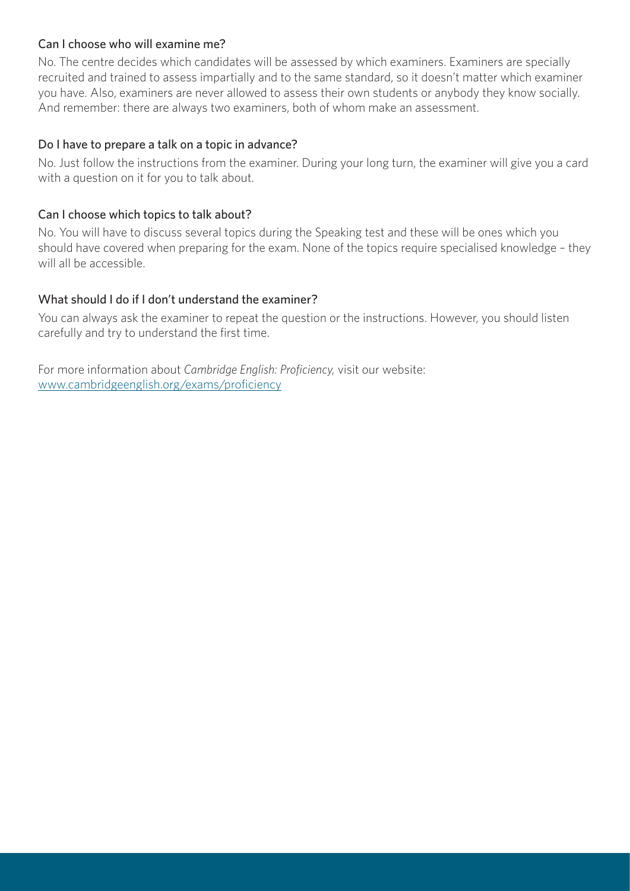### Can I choose who will examine me?

No. The centre decides which candidates will be assessed by which examiners. Examiners are specially recruited and trained to assess impartially and to the same standard, so it doesn't matter which examiner you have. Also, examiners are never allowed to assess their own students or anybody they know socially. And remember: there are always two examiners, both of whom make an assessment.

### Do I have to prepare a talk on a topic in advance?

No. Just follow the instructions from the examiner. During your long turn, the examiner will give you a card with a question on it for you to talk about.

### Can I choose which topics to talk about?

No. You will have to discuss several topics during the Speaking test and these will be ones which you should have covered when preparing for the exam. None of the topics require specialised knowledge – they will all be accessible.

### What should I do if I don't understand the examiner?

You can always ask the examiner to repeat the question or the instructions. However, you should listen carefully and try to understand the first time.

For more information about *Cambridge English: Proficiency,* visit our website:
[www.cambridgeenglish.org/exams/proficiency](www.cambridgeenglish.org/exams/proficiency)